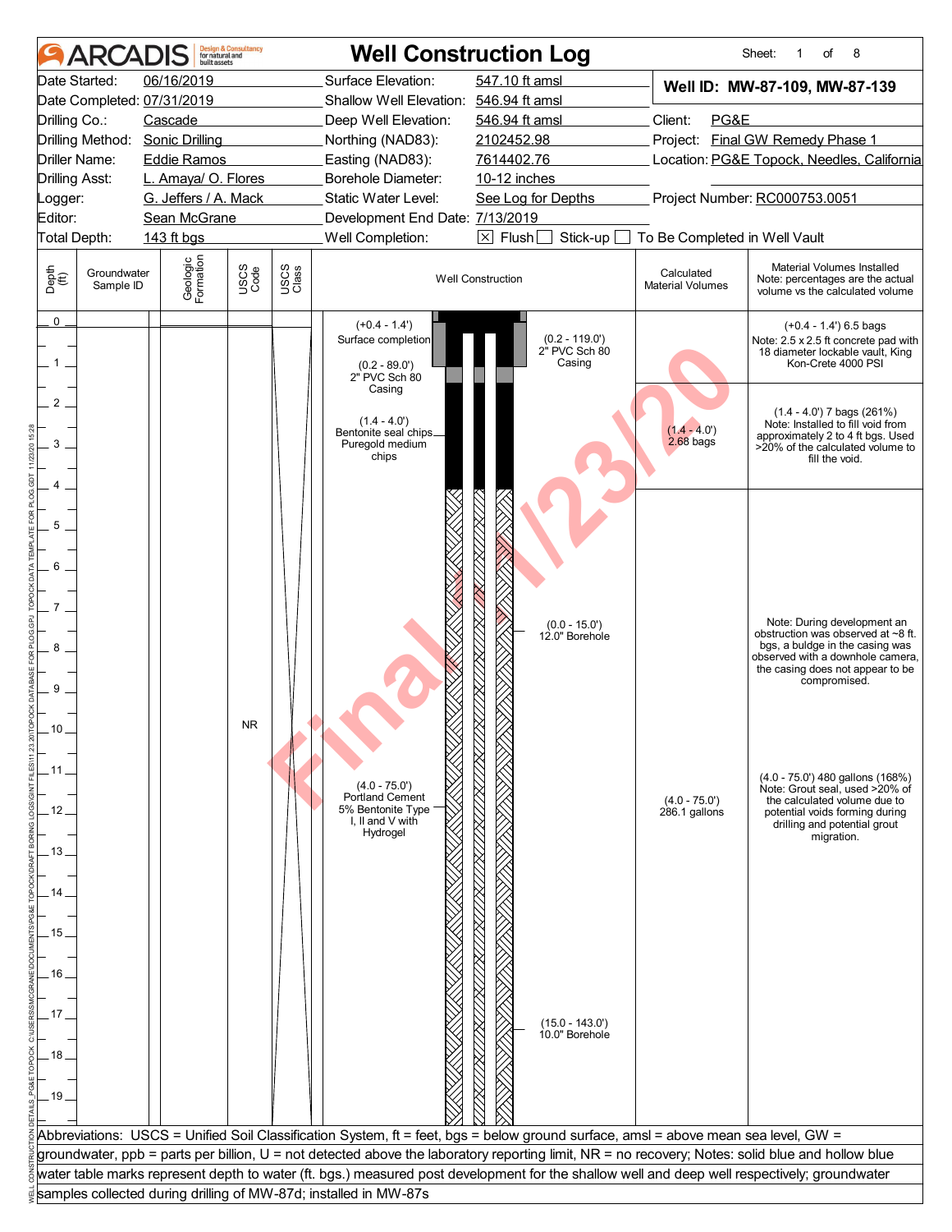# ARCADIS — Well Construction Log

Sheet: 1 of 8

| | | | |
|---|---|---|---|
| Date Started: | 06/16/2019 | Surface Elevation: | 547.10 ft amsl |
| Date Completed: | 07/31/2019 | Shallow Well Elevation: | 546.94 ft amsl |
| Drilling Co.: | Cascade | Deep Well Elevation: | 546.94 ft amsl |
| Drilling Method: | Sonic Drilling | Northing (NAD83): | 2102452.98 |
| Driller Name: | Eddie Ramos | Easting (NAD83): | 7614402.76 |
| Drilling Asst: | L. Amaya/ O. Flores | Borehole Diameter: | 10-12 inches |
| Logger: | G. Jeffers / A. Mack | Static Water Level: | See Log for Depths |
| Editor: | Sean McGrane | Development End Date: | 7/13/2019 |
| Total Depth: | 143 ft bgs | Well Completion: | [X] Flush [ ] Stick-up [ ] To Be Completed in Well Vault |

**Well ID: MW-87-109, MW-87-139**

Client: PG&E
Project: Final GW Remedy Phase 1
Location: PG&E Topock, Needles, California
Project Number: RC000753.0051

| Depth (ft) | Groundwater Sample ID | Geologic Formation | USCS Code | USCS Class | Well Construction | Calculated Material Volumes | Material Volumes Installed (Note: percentages are the actual volume vs the calculated volume) |
|---|---|---|---|---|---|---|---|
| 0–1.4 | | | | | (+0.4 - 1.4') Surface completion; (0.2 - 89.0') 2" PVC Sch 80 Casing; (0.2 - 119.0') 2" PVC Sch 80 Casing | | (+0.4 - 1.4') 6.5 bags. Note: 2.5 x 2.5 ft concrete pad with 18 diameter lockable vault, King Kon-Crete 4000 PSI |
| 1.4–4.0 | | | | | (1.4 - 4.0') Bentonite seal chips Puregold medium chips | (1.4 - 4.0') 2.68 bags | (1.4 - 4.0') 7 bags (261%). Note: Installed to fill void from approximately 2 to 4 ft bgs. Used >20% of the calculated volume to fill the void. |
| 0–15.0 | | | | | (0.0 - 15.0') 12.0" Borehole | | Note: During development an obstruction was observed at ~8 ft. bgs, a buldge in the casing was observed with a downhole camera, the casing does not appear to be compromised. |
| 10 | | | NR | | | | |
| 4.0–75.0 | | | | | (4.0 - 75.0') Portland Cement 5% Bentonite Type I, II and V with Hydrogel | (4.0 - 75.0') 286.1 gallons | (4.0 - 75.0') 480 gallons (168%). Note: Grout seal, used >20% of the calculated volume due to potential voids forming during drilling and potential grout migration. |
| 15.0–143.0 | | | | | (15.0 - 143.0') 10.0" Borehole | | |

Abbreviations: USCS = Unified Soil Classification System, ft = feet, bgs = below ground surface, amsl = above mean sea level, GW = groundwater, ppb = parts per billion, U = not detected above the laboratory reporting limit, NR = no recovery; Notes: solid blue and hollow blue water table marks represent depth to water (ft. bgs.) measured post development for the shallow well and deep well respectively; groundwater samples collected during drilling of MW-87d; installed in MW-87s

Final 11/23/20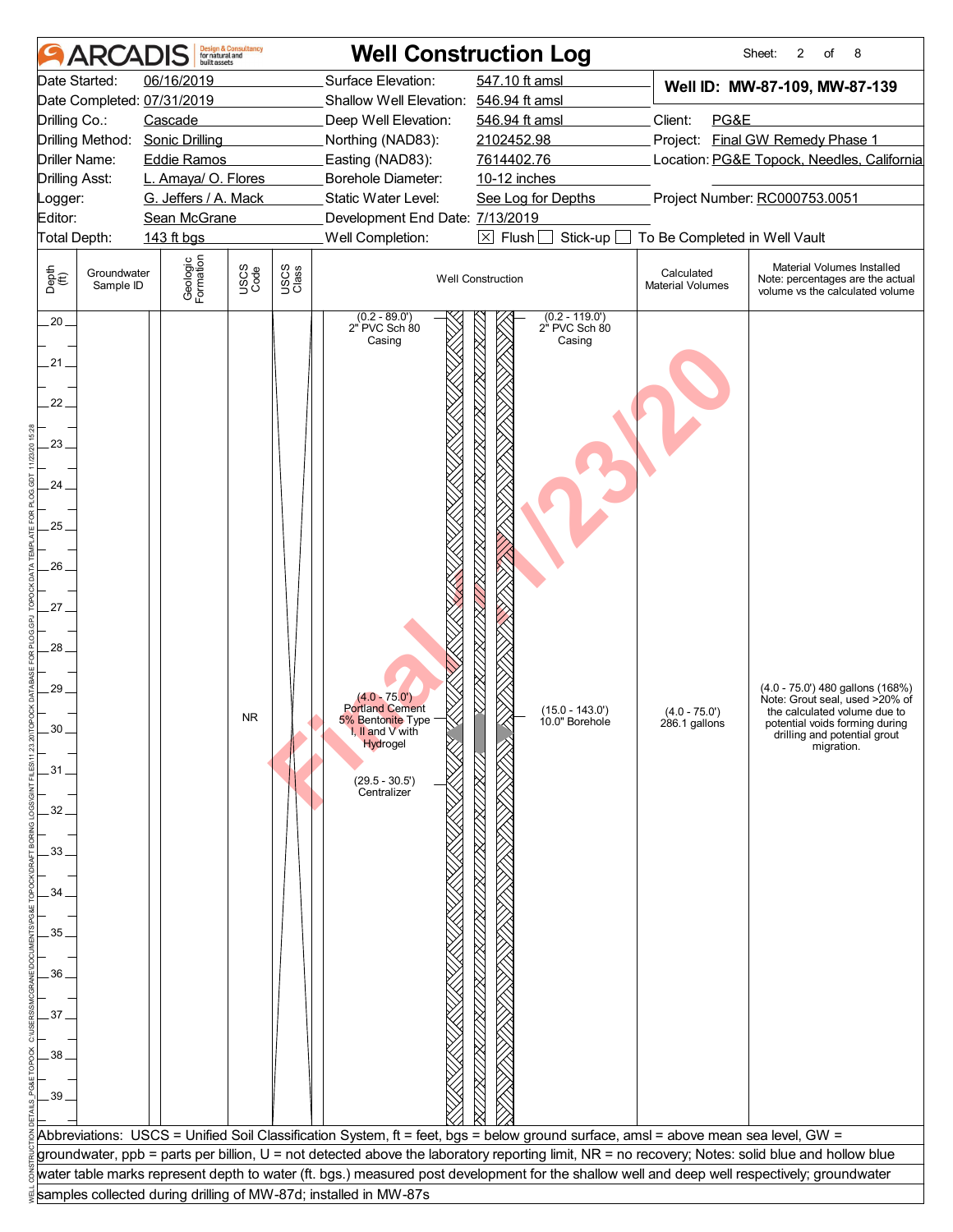# ARCADIS — Well Construction Log

Sheet: 2 of 8

| | | | |
|---|---|---|---|
| Date Started: | 06/16/2019 | Surface Elevation: | 547.10 ft amsl |
| Date Completed: | 07/31/2019 | Shallow Well Elevation: | 546.94 ft amsl |
| Drilling Co.: | Cascade | Deep Well Elevation: | 546.94 ft amsl |
| Drilling Method: | Sonic Drilling | Northing (NAD83): | 2102452.98 |
| Driller Name: | Eddie Ramos | Easting (NAD83): | 7614402.76 |
| Drilling Asst: | L. Amaya/ O. Flores | Borehole Diameter: | 10-12 inches |
| Logger: | G. Jeffers / A. Mack | Static Water Level: | See Log for Depths |
| Editor: | Sean McGrane | Development End Date: | 7/13/2019 |
| Total Depth: | 143 ft bgs | Well Completion: | ☒ Flush ☐ Stick-up ☐ To Be Completed in Well Vault |

**Well ID: MW-87-109, MW-87-139**

Client: PG&E
Project: Final GW Remedy Phase 1
Location: PG&E Topock, Needles, California
Project Number: RC000753.0051

| Depth (ft) | Groundwater Sample ID | Geologic Formation | USCS Code | USCS Class | Well Construction | Calculated Material Volumes | Material Volumes Installed (Note: percentages are the actual volume vs the calculated volume) |
|---|---|---|---|---|---|---|---|
| 20–39 | | | NR | | (0.2 - 89.0') 2" PVC Sch 80 Casing; (0.2 - 119.0') 2" PVC Sch 80 Casing; (4.0 - 75.0') Portland Cement 5% Bentonite Type I, II and V with Hydrogel; (15.0 - 143.0') 10.0" Borehole; (29.5 - 30.5') Centralizer | (4.0 - 75.0') 286.1 gallons | (4.0 - 75.0') 480 gallons (168%) Note: Grout seal, used >20% of the calculated volume due to potential voids forming during drilling and potential grout migration. |

Final 11/23/20

Abbreviations: USCS = Unified Soil Classification System, ft = feet, bgs = below ground surface, amsl = above mean sea level, GW = groundwater, ppb = parts per billion, U = not detected above the laboratory reporting limit, NR = no recovery; Notes: solid blue and hollow blue water table marks represent depth to water (ft. bgs.) measured post development for the shallow well and deep well respectively; groundwater samples collected during drilling of MW-87d; installed in MW-87s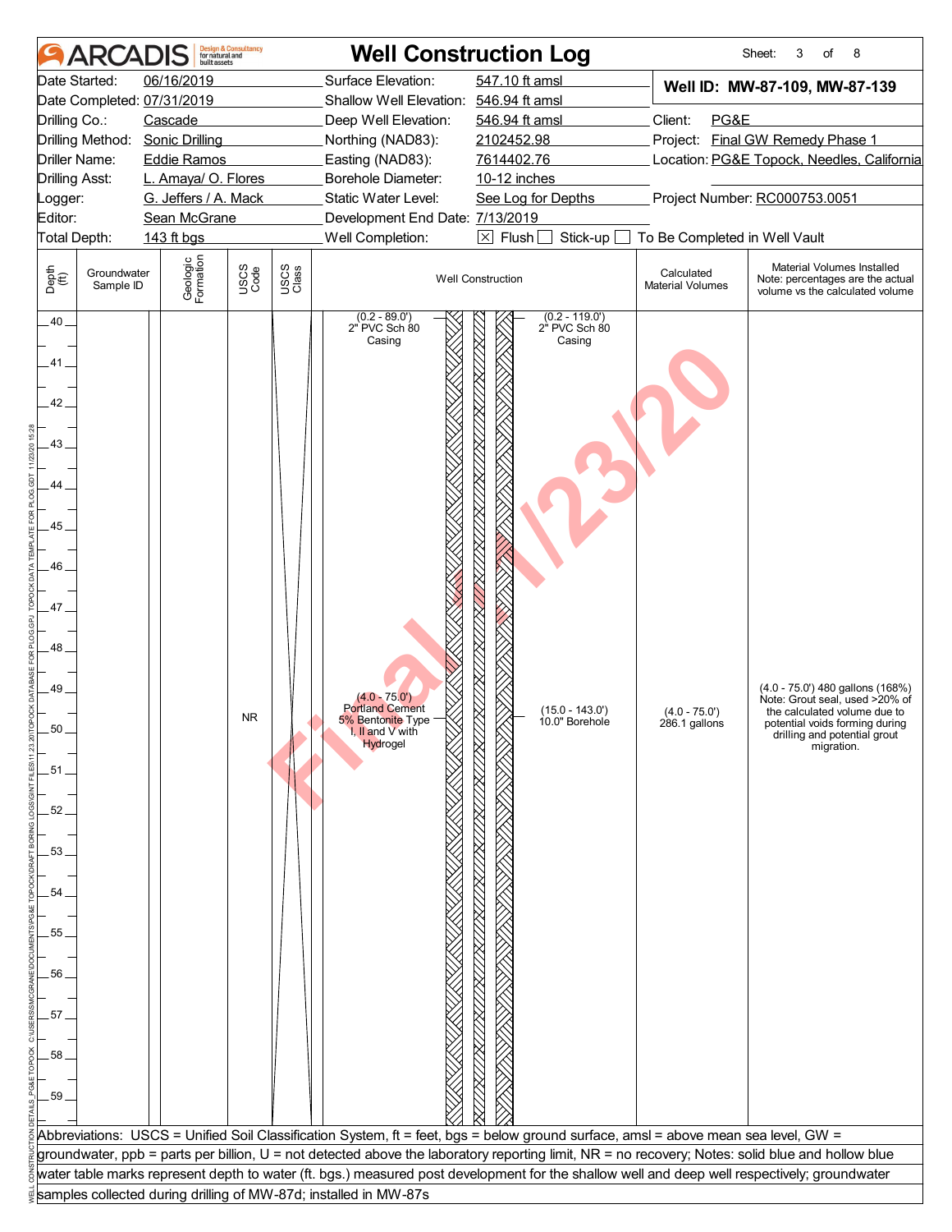# Well Construction Log

ARCADIS Design & Consultancy for natural and built assets

Sheet: 3 of 8

| | | | |
|---|---|---|---|
| Date Started: | 06/16/2019 | Surface Elevation: | 547.10 ft amsl |
| Date Completed: | 07/31/2019 | Shallow Well Elevation: | 546.94 ft amsl |
| Drilling Co.: | Cascade | Deep Well Elevation: | 546.94 ft amsl |
| Drilling Method: | Sonic Drilling | Northing (NAD83): | 2102452.98 |
| Driller Name: | Eddie Ramos | Easting (NAD83): | 7614402.76 |
| Drilling Asst: | L. Amaya/ O. Flores | Borehole Diameter: | 10-12 inches |
| Logger: | G. Jeffers / A. Mack | Static Water Level: | See Log for Depths |
| Editor: | Sean McGrane | Development End Date: | 7/13/2019 |
| Total Depth: | 143 ft bgs | Well Completion: | ☒ Flush ☐ Stick-up ☐ To Be Completed in Well Vault |

**Well ID: MW-87-109, MW-87-139**

Client: PG&E
Project: Final GW Remedy Phase 1
Location: PG&E Topock, Needles, California
Project Number: RC000753.0051

| Depth (ft) | Groundwater Sample ID | Geologic Formation | USCS Code | USCS Class | Well Construction | Calculated Material Volumes | Material Volumes Installed (Note: percentages are the actual volume vs the calculated volume) |
|---|---|---|---|---|---|---|---|
| 40–59 | | | NR | | (0.2 - 89.0') 2" PVC Sch 80 Casing; (0.2 - 119.0') 2" PVC Sch 80 Casing; (4.0 - 75.0') Portland Cement 5% Bentonite Type I, II and V with Hydrogel; (15.0 - 143.0') 10.0" Borehole | (4.0 - 75.0') 286.1 gallons | (4.0 - 75.0') 480 gallons (168%) Note: Grout seal, used >20% of the calculated volume due to potential voids forming during drilling and potential grout migration. |

Final 11/23/20

Abbreviations: USCS = Unified Soil Classification System, ft = feet, bgs = below ground surface, amsl = above mean sea level, GW = groundwater, ppb = parts per billion, U = not detected above the laboratory reporting limit, NR = no recovery; Notes: solid blue and hollow blue water table marks represent depth to water (ft. bgs.) measured post development for the shallow well and deep well respectively; groundwater samples collected during drilling of MW-87d; installed in MW-87s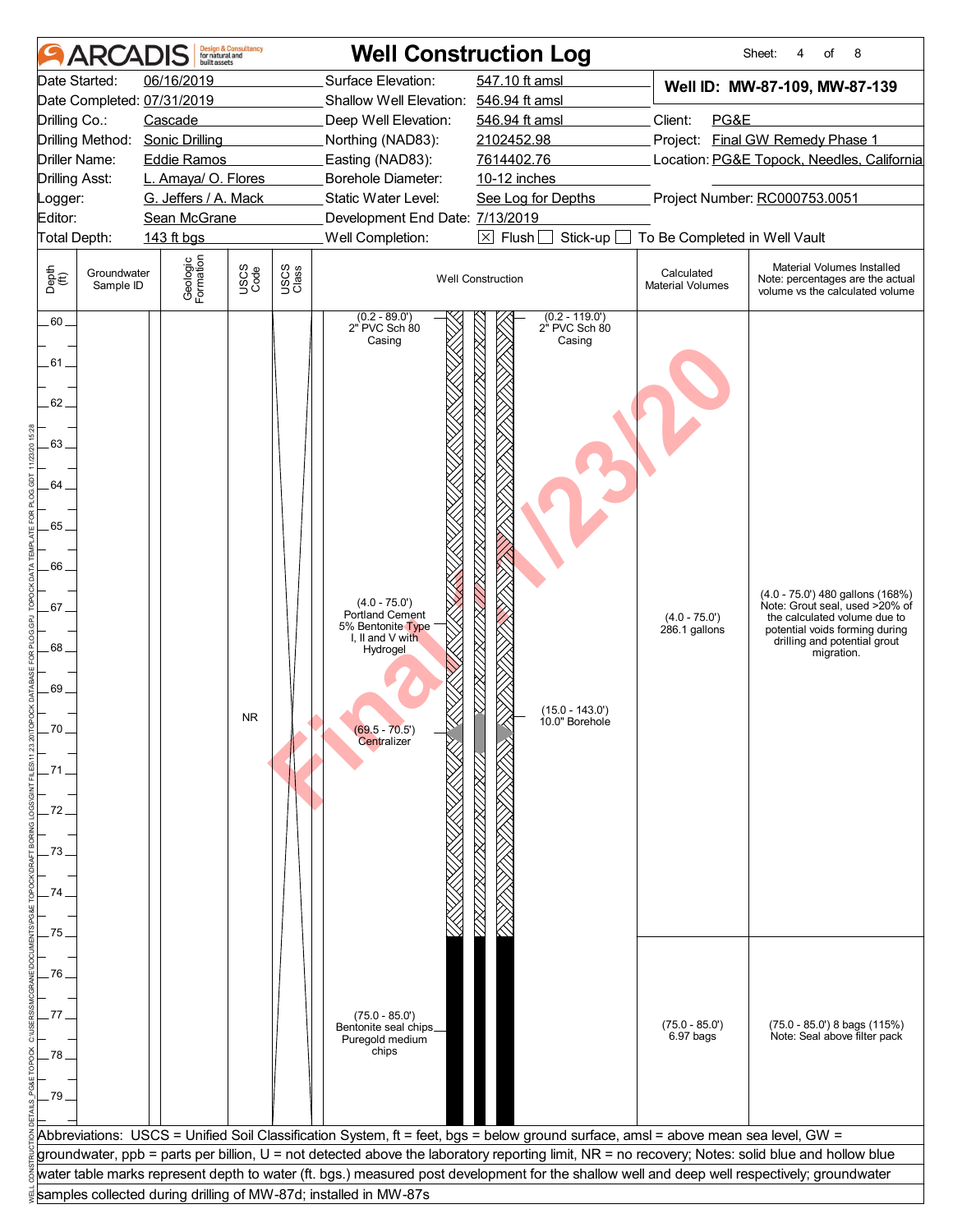# Well Construction Log

Sheet: 4 of 8

| | | | |
|---|---|---|---|
| Date Started: | 06/16/2019 | Surface Elevation: | 547.10 ft amsl |
| Date Completed: | 07/31/2019 | Shallow Well Elevation: | 546.94 ft amsl |
| Drilling Co.: | Cascade | Deep Well Elevation: | 546.94 ft amsl |
| Drilling Method: | Sonic Drilling | Northing (NAD83): | 2102452.98 |
| Driller Name: | Eddie Ramos | Easting (NAD83): | 7614402.76 |
| Drilling Asst: | L. Amaya/ O. Flores | Borehole Diameter: | 10-12 inches |
| Logger: | G. Jeffers / A. Mack | Static Water Level: | See Log for Depths |
| Editor: | Sean McGrane | Development End Date: | 7/13/2019 |
| Total Depth: | 143 ft bgs | Well Completion: | ☒ Flush ☐ Stick-up ☐ To Be Completed in Well Vault |

**Well ID: MW-87-109, MW-87-139**

Client: PG&E
Project: Final GW Remedy Phase 1
Location: PG&E Topock, Needles, California
Project Number: RC000753.0051

| Depth (ft) | Groundwater Sample ID | Geologic Formation | USCS Code | USCS Class | Well Construction | Calculated Material Volumes | Material Volumes Installed (Note: percentages are the actual volume vs the calculated volume) |
|---|---|---|---|---|---|---|---|
| 60–75 | | | NR | | (0.2 - 89.0') 2" PVC Sch 80 Casing; (0.2 - 119.0') 2" PVC Sch 80 Casing; (4.0 - 75.0') Portland Cement 5% Bentonite Type I, II and V with Hydrogel; (15.0 - 143.0') 10.0" Borehole; (69.5 - 70.5') Centralizer | (4.0 - 75.0') 286.1 gallons | (4.0 - 75.0') 480 gallons (168%) Note: Grout seal, used >20% of the calculated volume due to potential voids forming during drilling and potential grout migration. |
| 75–80 | | | | | (75.0 - 85.0') Bentonite seal chips Puregold medium chips | (75.0 - 85.0') 6.97 bags | (75.0 - 85.0') 8 bags (115%) Note: Seal above filter pack |

Abbreviations: USCS = Unified Soil Classification System, ft = feet, bgs = below ground surface, amsl = above mean sea level, GW = groundwater, ppb = parts per billion, U = not detected above the laboratory reporting limit, NR = no recovery; Notes: solid blue and hollow blue water table marks represent depth to water (ft. bgs.) measured post development for the shallow well and deep well respectively; groundwater samples collected during drilling of MW-87d; installed in MW-87s

Final 11/23/20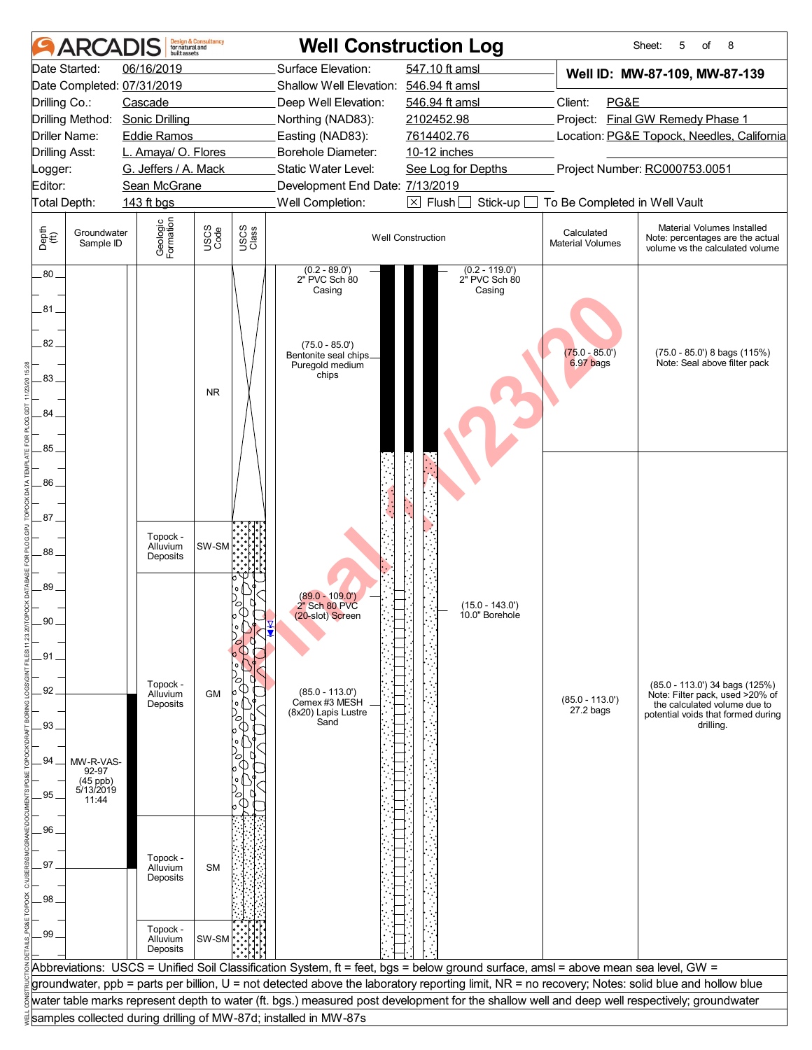# ARCADIS — Well Construction Log

Sheet: 5 of 8

| | | | |
|---|---|---|---|
| Date Started: | 06/16/2019 | Surface Elevation: | 547.10 ft amsl |
| Date Completed: | 07/31/2019 | Shallow Well Elevation: | 546.94 ft amsl |
| Drilling Co.: | Cascade | Deep Well Elevation: | 546.94 ft amsl |
| Drilling Method: | Sonic Drilling | Northing (NAD83): | 2102452.98 |
| Driller Name: | Eddie Ramos | Easting (NAD83): | 7614402.76 |
| Drilling Asst: | L. Amaya/ O. Flores | Borehole Diameter: | 10-12 inches |
| Logger: | G. Jeffers / A. Mack | Static Water Level: | See Log for Depths |
| Editor: | Sean McGrane | Development End Date: | 7/13/2019 |
| Total Depth: | 143 ft bgs | Well Completion: | ☒ Flush ☐ Stick-up ☐ To Be Completed in Well Vault |

**Well ID: MW-87-109, MW-87-139**

Client: PG&E
Project: Final GW Remedy Phase 1
Location: PG&E Topock, Needles, California
Project Number: RC000753.0051

| Depth (ft) | Groundwater Sample ID | Geologic Formation | USCS Code | Well Construction | Calculated Material Volumes | Material Volumes Installed (Note: percentages are the actual volume vs the calculated volume) |
|---|---|---|---|---|---|---|
| 80–87 | | | NR | (0.2 - 89.0') 2" PVC Sch 80 Casing; (0.2 - 119.0') 2" PVC Sch 80 Casing | | |
| 82–85 | | | | (75.0 - 85.0') Bentonite seal chips Puregold medium chips | (75.0 - 85.0') 6.97 bags | (75.0 - 85.0') 8 bags (115%) Note: Seal above filter pack |
| 87–88.5 | | Topock - Alluvium Deposits | SW-SM | | | |
| 88.5–95.5 | | Topock - Alluvium Deposits | GM | (89.0 - 109.0') 2" Sch 80 PVC (20-slot) Screen; (15.0 - 143.0') 10.0" Borehole | | |
| 85–113 | | | | (85.0 - 113.0') Cemex #3 MESH (8x20) Lapis Lustre Sand | (85.0 - 113.0') 27.2 bags | (85.0 - 113.0') 34 bags (125%) Note: Filter pack, used >20% of the calculated volume due to potential voids that formed during drilling. |
| 92–97 | MW-R-VAS-92-97 (45 ppb) 5/13/2019 11:44 | | | | | |
| 95.5–98.5 | | Topock - Alluvium Deposits | SM | | | |
| 98.5–100 | | Topock - Alluvium Deposits | SW-SM | | | |

Water level marks shown at approximately 90.2 ft bgs.

Abbreviations: USCS = Unified Soil Classification System, ft = feet, bgs = below ground surface, amsl = above mean sea level, GW = groundwater, ppb = parts per billion, U = not detected above the laboratory reporting limit, NR = no recovery; Notes: solid blue and hollow blue water table marks represent depth to water (ft. bgs.) measured post development for the shallow well and deep well respectively; groundwater samples collected during drilling of MW-87d; installed in MW-87s

Final 1/23/20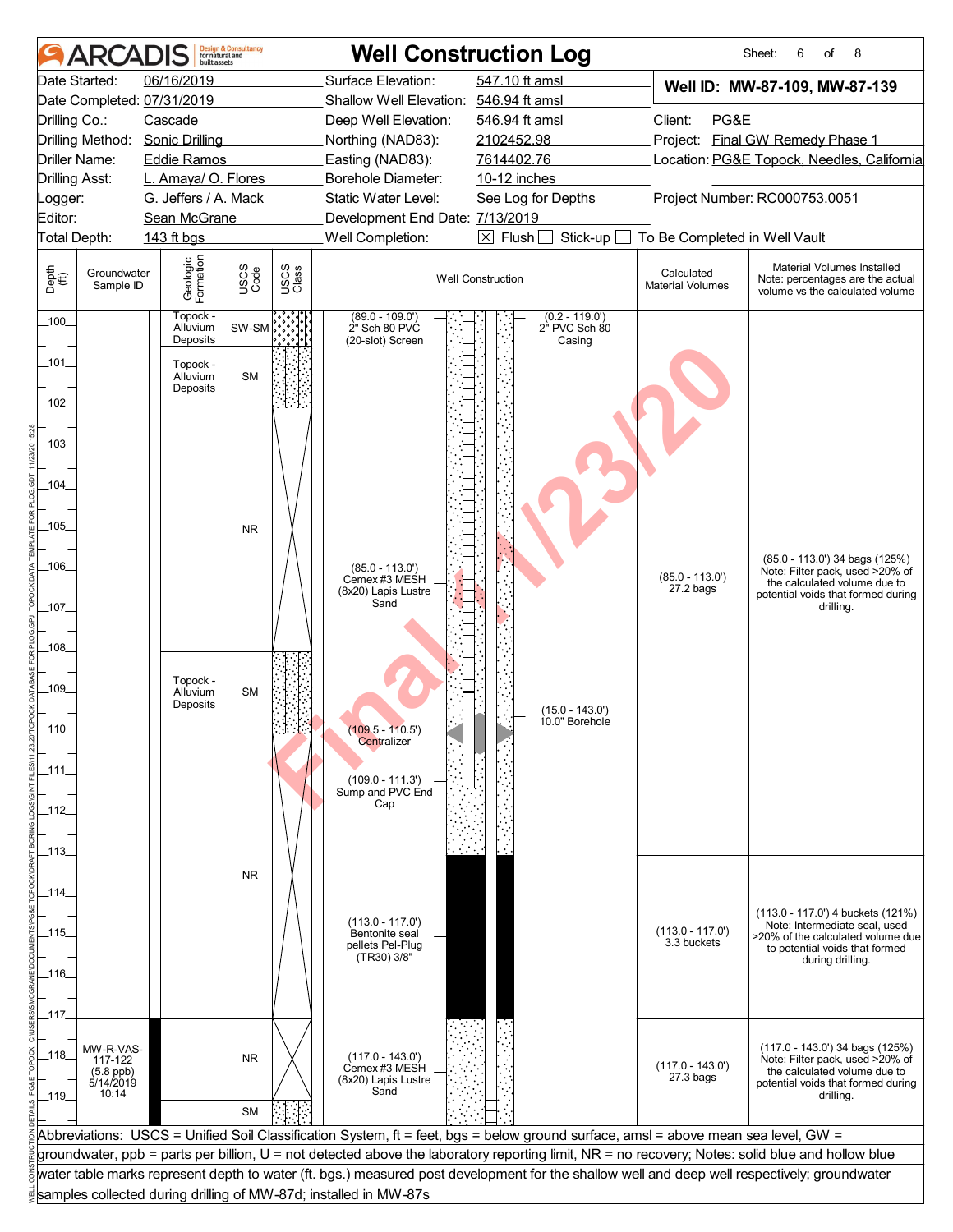# ARCADIS — Well Construction Log

Sheet: 6 of 8

| | | | |
|---|---|---|---|
| Date Started: | 06/16/2019 | Surface Elevation: | 547.10 ft amsl |
| Date Completed: | 07/31/2019 | Shallow Well Elevation: | 546.94 ft amsl |
| Drilling Co.: | Cascade | Deep Well Elevation: | 546.94 ft amsl |
| Drilling Method: | Sonic Drilling | Northing (NAD83): | 2102452.98 |
| Driller Name: | Eddie Ramos | Easting (NAD83): | 7614402.76 |
| Drilling Asst: | L. Amaya/ O. Flores | Borehole Diameter: | 10-12 inches |
| Logger: | G. Jeffers / A. Mack | Static Water Level: | See Log for Depths |
| Editor: | Sean McGrane | Development End Date: | 7/13/2019 |
| Total Depth: | 143 ft bgs | Well Completion: | ☒ Flush ☐ Stick-up ☐ To Be Completed in Well Vault |

**Well ID: MW-87-109, MW-87-139**

Client: PG&E
Project: Final GW Remedy Phase 1
Location: PG&E Topock, Needles, California
Project Number: RC000753.0051

| Depth (ft) | Groundwater Sample ID | Geologic Formation | USCS Code | Well Construction | Calculated Material Volumes | Material Volumes Installed (Note: percentages are the actual volume vs the calculated volume) |
|---|---|---|---|---|---|---|
| 100–101 | | Topock - Alluvium Deposits | SW-SM | (89.0 - 109.0') 2" Sch 80 PVC (20-slot) Screen; (0.2 - 119.0') 2" PVC Sch 80 Casing | | |
| 101–102.4 | | Topock - Alluvium Deposits | SM | | | |
| 102.4–108.1 | | | NR | (85.0 - 113.0') Cemex #3 MESH (8x20) Lapis Lustre Sand | (85.0 - 113.0') 27.2 bags | (85.0 - 113.0') 34 bags (125%) Note: Filter pack, used >20% of the calculated volume due to potential voids that formed during drilling. |
| 108.1–110.1 | | Topock - Alluvium Deposits | SM | (15.0 - 143.0') 10.0" Borehole; (109.5 - 110.5') Centralizer | | |
| 110.1–117 | | | NR | (109.0 - 111.3') Sump and PVC End Cap; (113.0 - 117.0') Bentonite seal pellets Pel-Plug (TR30) 3/8" | (113.0 - 117.0') 3.3 buckets | (113.0 - 117.0') 4 buckets (121%) Note: Intermediate seal, used >20% of the calculated volume due to potential voids that formed during drilling. |
| 117–119.3 | MW-R-VAS-117-122 (5.8 ppb) 5/14/2019 10:14 | | NR | (117.0 - 143.0') Cemex #3 MESH (8x20) Lapis Lustre Sand | (117.0 - 143.0') 27.3 bags | (117.0 - 143.0') 34 bags (125%) Note: Filter pack, used >20% of the calculated volume due to potential voids that formed during drilling. |
| 119.3–120 | | | SM | | | |

Abbreviations: USCS = Unified Soil Classification System, ft = feet, bgs = below ground surface, amsl = above mean sea level, GW = groundwater, ppb = parts per billion, U = not detected above the laboratory reporting limit, NR = no recovery; Notes: solid blue and hollow blue water table marks represent depth to water (ft. bgs.) measured post development for the shallow well and deep well respectively; groundwater samples collected during drilling of MW-87d; installed in MW-87s

Final 1/23/20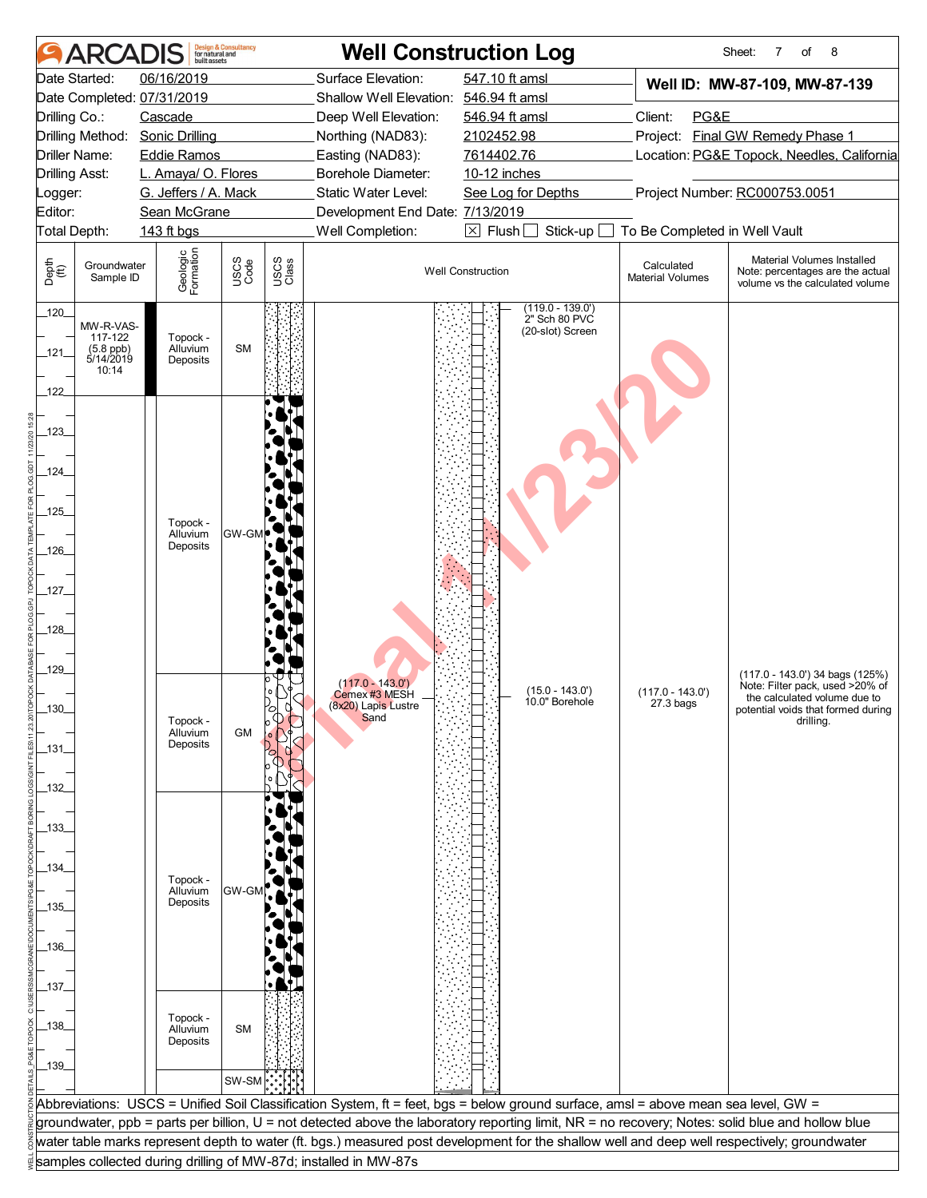# ARCADIS — Well Construction Log

Sheet: 7 of 8

| | | | |
|---|---|---|---|
| Date Started: | 06/16/2019 | Surface Elevation: | 547.10 ft amsl |
| Date Completed: | 07/31/2019 | Shallow Well Elevation: | 546.94 ft amsl |
| Drilling Co.: | Cascade | Deep Well Elevation: | 546.94 ft amsl |
| Drilling Method: | Sonic Drilling | Northing (NAD83): | 2102452.98 |
| Driller Name: | Eddie Ramos | Easting (NAD83): | 7614402.76 |
| Drilling Asst: | L. Amaya/ O. Flores | Borehole Diameter: | 10-12 inches |
| Logger: | G. Jeffers / A. Mack | Static Water Level: | See Log for Depths |
| Editor: | Sean McGrane | Development End Date: | 7/13/2019 |
| Total Depth: | 143 ft bgs | Well Completion: | ☒ Flush ☐ Stick-up ☐ To Be Completed in Well Vault |

**Well ID: MW-87-109, MW-87-139**

Client: PG&E
Project: Final GW Remedy Phase 1
Location: PG&E Topock, Needles, California
Project Number: RC000753.0051

| Depth (ft) | Groundwater Sample ID | Geologic Formation | USCS Code | Well Construction | Calculated Material Volumes | Material Volumes Installed (Note: percentages are the actual volume vs the calculated volume) |
|---|---|---|---|---|---|---|
| 120–122 | MW-R-VAS-117-122 (5.8 ppb) 5/14/2019 10:14 | Topock - Alluvium Deposits | SM | (119.0 - 139.0') 2" Sch 80 PVC (20-slot) Screen | | |
| 122–129 | | Topock - Alluvium Deposits | GW-GM | | | |
| 129–132 | | Topock - Alluvium Deposits | GM | (117.0 - 143.0') Cemex #3 MESH (8x20) Lapis Lustre Sand; (15.0 - 143.0') 10.0" Borehole | (117.0 - 143.0') 27.3 bags | (117.0 - 143.0') 34 bags (125%) Note: Filter pack, used >20% of the calculated volume due to potential voids that formed during drilling. |
| 132–137 | | Topock - Alluvium Deposits | GW-GM | | | |
| 137–139 | | Topock - Alluvium Deposits | SM | | | |
| 139– | | | SW-SM | | | |

Abbreviations: USCS = Unified Soil Classification System, ft = feet, bgs = below ground surface, amsl = above mean sea level, GW = groundwater, ppb = parts per billion, U = not detected above the laboratory reporting limit, NR = no recovery; Notes: solid blue and hollow blue water table marks represent depth to water (ft. bgs.) measured post development for the shallow well and deep well respectively; groundwater samples collected during drilling of MW-87d; installed in MW-87s

Final 11/23/20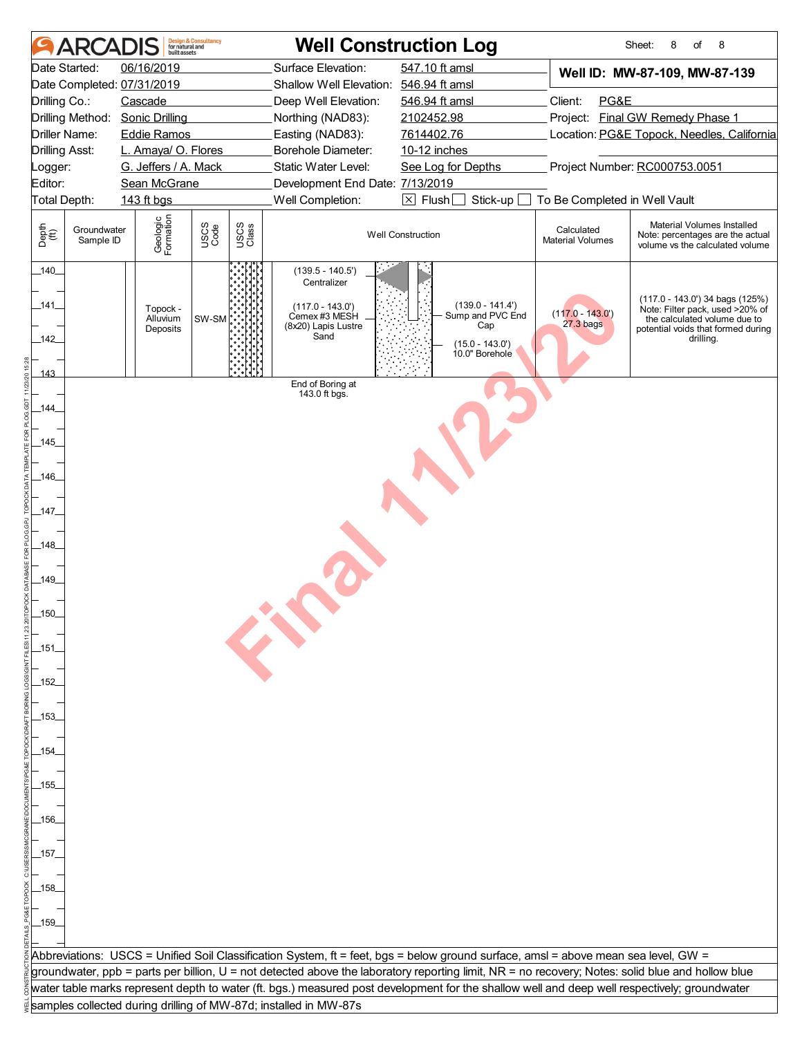# ARCADIS Design & Consultancy for natural and built assets

## Well Construction Log

| | | | |
|---|---|---|---|
| Date Started: | 06/16/2019 | Surface Elevation: | 547.10 ft amsl |
| Date Completed: | 07/31/2019 | Shallow Well Elevation: | 546.94 ft amsl |
| Drilling Co.: | Cascade | Deep Well Elevation: | 546.94 ft amsl |
| Drilling Method: | Sonic Drilling | Northing (NAD83): | 2102452.98 |
| Driller Name: | Eddie Ramos | Easting (NAD83): | 7614402.76 |
| Drilling Asst: | L. Amaya/ O. Flores | Borehole Diameter: | 10-12 inches |
| Logger: | G. Jeffers / A. Mack | Static Water Level: | See Log for Depths |
| Editor: | Sean McGrane | Development End Date: | 7/13/2019 |
| Total Depth: | 143 ft bgs | Well Completion: | ☒ Flush ☐ Stick-up ☐ To Be Completed in Well Vault |

**Well ID: MW-87-109, MW-87-139**

Client: PG&E
Project: Final GW Remedy Phase 1
Location: PG&E Topock, Needles, California
Project Number: RC000753.0051

| Depth (ft) | Groundwater Sample ID | Geologic Formation | USCS Code | USCS Class | Well Construction | Calculated Material Volumes | Material Volumes Installed Note: percentages are the actual volume vs the calculated volume |
|---|---|---|---|---|---|---|---|
| 140–143 | | Topock - Alluvium Deposits | SW-SM | | (139.5 - 140.5') Centralizer; (117.0 - 143.0') Cemex #3 MESH (8x20) Lapis Lustre Sand; (139.0 - 141.4') Sump and PVC End Cap; (15.0 - 143.0') 10.0" Borehole | (117.0 - 143.0') 27.3 bags | (117.0 - 143.0') 34 bags (125%) Note: Filter pack, used >20% of the calculated volume due to potential voids that formed during drilling. |

End of Boring at 143.0 ft bgs.

Final 11/23/20

Abbreviations: USCS = Unified Soil Classification System, ft = feet, bgs = below ground surface, amsl = above mean sea level, GW = groundwater, ppb = parts per billion, U = not detected above the laboratory reporting limit, NR = no recovery; Notes: solid blue and hollow blue water table marks represent depth to water (ft. bgs.) measured post development for the shallow well and deep well respectively; groundwater samples collected during drilling of MW-87d; installed in MW-87s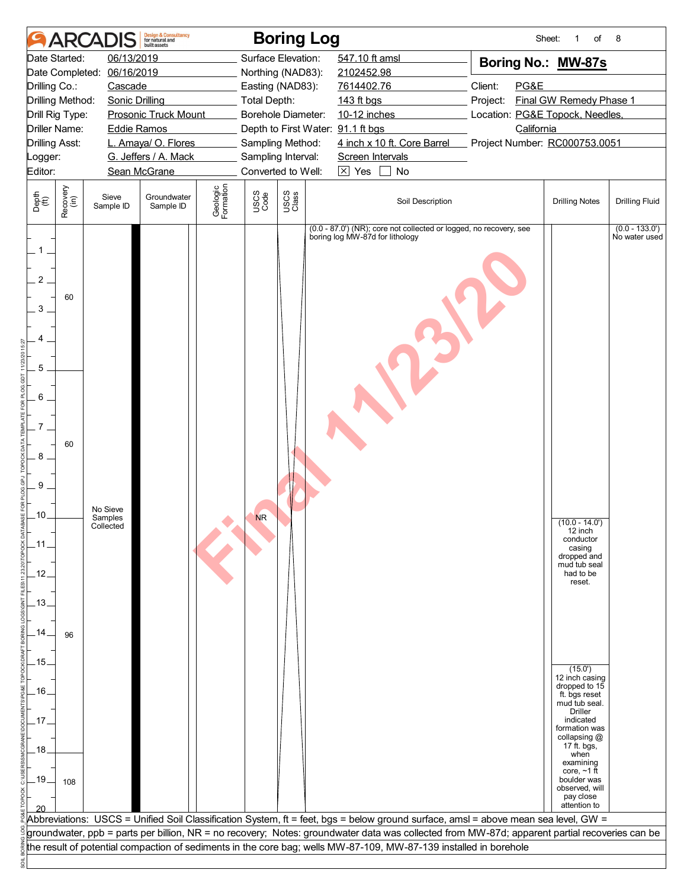# ARCADIS Boring Log

Sheet: 1 of 8

| | | | | | |
|---|---|---|---|---|---|
| Date Started: | 06/13/2019 | Surface Elevation: | 547.10 ft amsl | **Boring No.:** | **MW-87s** |
| Date Completed: | 06/16/2019 | Northing (NAD83): | 2102452.98 | | |
| Drilling Co.: | Cascade | Easting (NAD83): | 7614402.76 | Client: | PG&E |
| Drilling Method: | Sonic Drilling | Total Depth: | 143 ft bgs | Project: | Final GW Remedy Phase 1 |
| Drill Rig Type: | Prosonic Truck Mount | Borehole Diameter: | 10-12 inches | Location: | PG&E Topock, Needles, California |
| Driller Name: | Eddie Ramos | Depth to First Water: | 91.1 ft bgs | | |
| Drilling Asst: | L. Amaya/ O. Flores | Sampling Method: | 4 inch x 10 ft. Core Barrel | Project Number: | RC000753.0051 |
| Logger: | G. Jeffers / A. Mack | Sampling Interval: | Screen Intervals | | |
| Editor: | Sean McGrane | Converted to Well: | [X] Yes [ ] No | | |

| Depth (ft) | Recovery (in) | Sieve Sample ID | Groundwater Sample ID | Geologic Formation | USCS Code | USCS Class | Soil Description | Drilling Notes | Drilling Fluid |
|---|---|---|---|---|---|---|---|---|---|
| 0–5 | 60 | No Sieve Samples Collected | | | NR | | (0.0 - 87.0') (NR); core not collected or logged, no recovery, see boring log MW-87d for lithology | | (0.0 - 133.0') No water used |
| 5–10 | 60 | | | | | | | | |
| 10–18 | 96 | | | | | | | (10.0 - 14.0') 12 inch conductor casing dropped and mud tub seal had to be reset. | |
| | | | | | | | | (15.0') 12 inch casing dropped to 15 ft. bgs reset mud tub seal. Driller indicated formation was collapsing @ 17 ft. bgs, when examining core, ~1 ft boulder was observed, will pay close attention to | |
| 18–20 | 108 | | | | | | | | |

Abbreviations: USCS = Unified Soil Classification System, ft = feet, bgs = below ground surface, amsl = above mean sea level, GW = groundwater, ppb = parts per billion, NR = no recovery; Notes: groundwater data was collected from MW-87d; apparent partial recoveries can be the result of potential compaction of sediments in the core bag; wells MW-87-109, MW-87-139 installed in borehole

Final 11/23/20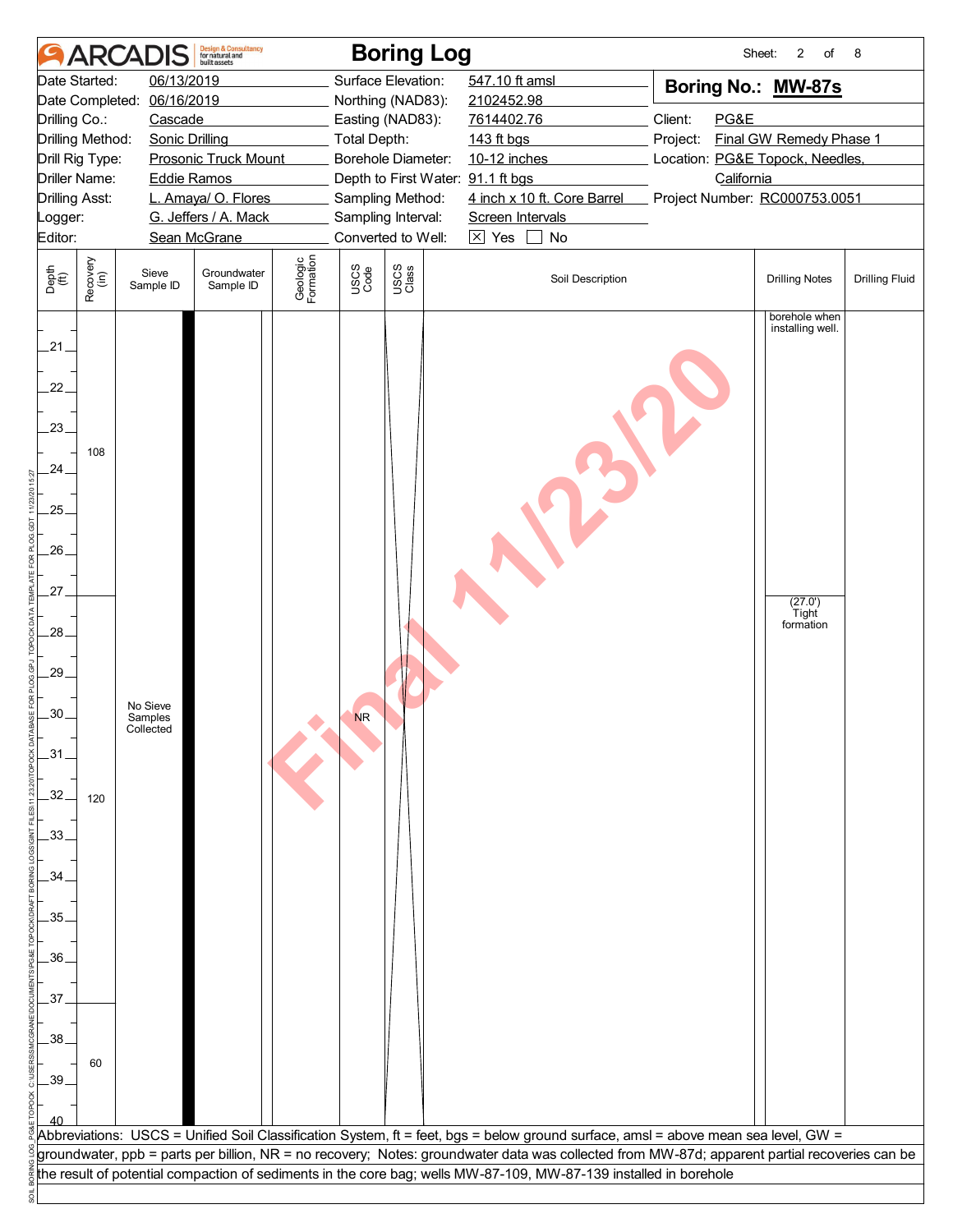# ARCADIS Boring Log

| | | | | | |
|---|---|---|---|---|---|
| Date Started: | 06/13/2019 | Surface Elevation: | 547.10 ft amsl | **Boring No.: MW-87s** | |
| Date Completed: | 06/16/2019 | Northing (NAD83): | 2102452.98 | | |
| Drilling Co.: | Cascade | Easting (NAD83): | 7614402.76 | Client: | PG&E |
| Drilling Method: | Sonic Drilling | Total Depth: | 143 ft bgs | Project: | Final GW Remedy Phase 1 |
| Drill Rig Type: | Prosonic Truck Mount | Borehole Diameter: | 10-12 inches | Location: | PG&E Topock, Needles, California |
| Driller Name: | Eddie Ramos | Depth to First Water: | 91.1 ft bgs | | |
| Drilling Asst: | L. Amaya/ O. Flores | Sampling Method: | 4 inch x 10 ft. Core Barrel | Project Number: | RC000753.0051 |
| Logger: | G. Jeffers / A. Mack | Sampling Interval: | Screen Intervals | | |
| Editor: | Sean McGrane | Converted to Well: | ☒ Yes ☐ No | | |

| Depth (ft) | Recovery (in) | Sieve Sample ID | Groundwater Sample ID | Geologic Formation | USCS Code | USCS Class | Soil Description | Drilling Notes | Drilling Fluid |
|---|---|---|---|---|---|---|---|---|---|
| 20–27 | 108 | | | | | | | borehole when installing well. | |
| 27–37 | 120 | No Sieve Samples Collected | | | NR | | | (27.0') Tight formation | |
| 37–40 | 60 | | | | | | | | |

Abbreviations: USCS = Unified Soil Classification System, ft = feet, bgs = below ground surface, amsl = above mean sea level, GW = groundwater, ppb = parts per billion, NR = no recovery; Notes: groundwater data was collected from MW-87d; apparent partial recoveries can be the result of potential compaction of sediments in the core bag; wells MW-87-109, MW-87-139 installed in borehole

Final 11/23/20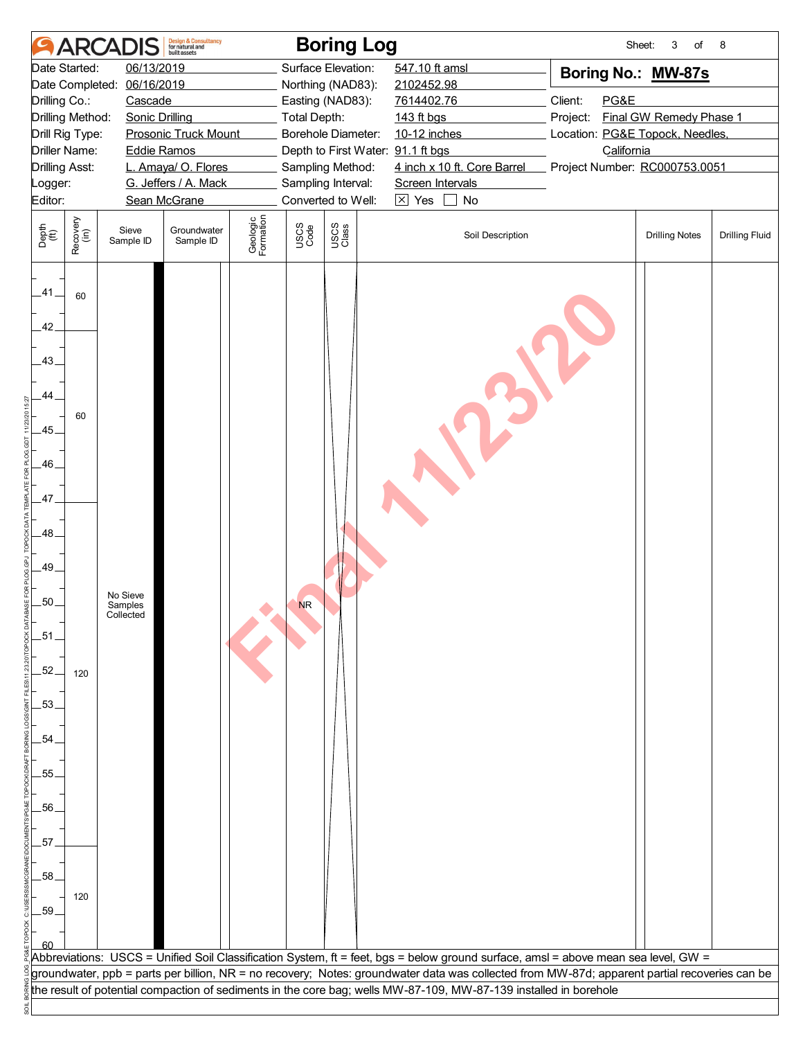# ARCADIS Boring Log

| | | | | | |
|---|---|---|---|---|---|
| Date Started: | 06/13/2019 | Surface Elevation: | 547.10 ft amsl | **Boring No.:** | **MW-87s** |
| Date Completed: | 06/16/2019 | Northing (NAD83): | 2102452.98 | | |
| Drilling Co.: | Cascade | Easting (NAD83): | 7614402.76 | Client: | PG&E |
| Drilling Method: | Sonic Drilling | Total Depth: | 143 ft bgs | Project: | Final GW Remedy Phase 1 |
| Drill Rig Type: | Prosonic Truck Mount | Borehole Diameter: | 10-12 inches | Location: | PG&E Topock, Needles, California |
| Driller Name: | Eddie Ramos | Depth to First Water: | 91.1 ft bgs | | |
| Drilling Asst: | L. Amaya/ O. Flores | Sampling Method: | 4 inch x 10 ft. Core Barrel | Project Number: | RC000753.0051 |
| Logger: | G. Jeffers / A. Mack | Sampling Interval: | Screen Intervals | | |
| Editor: | Sean McGrane | Converted to Well: | ☒ Yes ☐ No | | |

| Depth (ft) | Recovery (in) | Sieve Sample ID | Groundwater Sample ID | Geologic Formation | USCS Code | USCS Class | Soil Description | Drilling Notes | Drilling Fluid |
|---|---|---|---|---|---|---|---|---|---|
| 41–42 | 60 | | | | | | | | |
| 42–47 | 60 | | | | | | | | |
| 47–57 | 120 | No Sieve Samples Collected | | | NR | | | | |
| 57–60 | 120 | | | | | | | | |

Abbreviations: USCS = Unified Soil Classification System, ft = feet, bgs = below ground surface, amsl = above mean sea level, GW = groundwater, ppb = parts per billion, NR = no recovery; Notes: groundwater data was collected from MW-87d; apparent partial recoveries can be the result of potential compaction of sediments in the core bag; wells MW-87-109, MW-87-139 installed in borehole

Final 11/23/20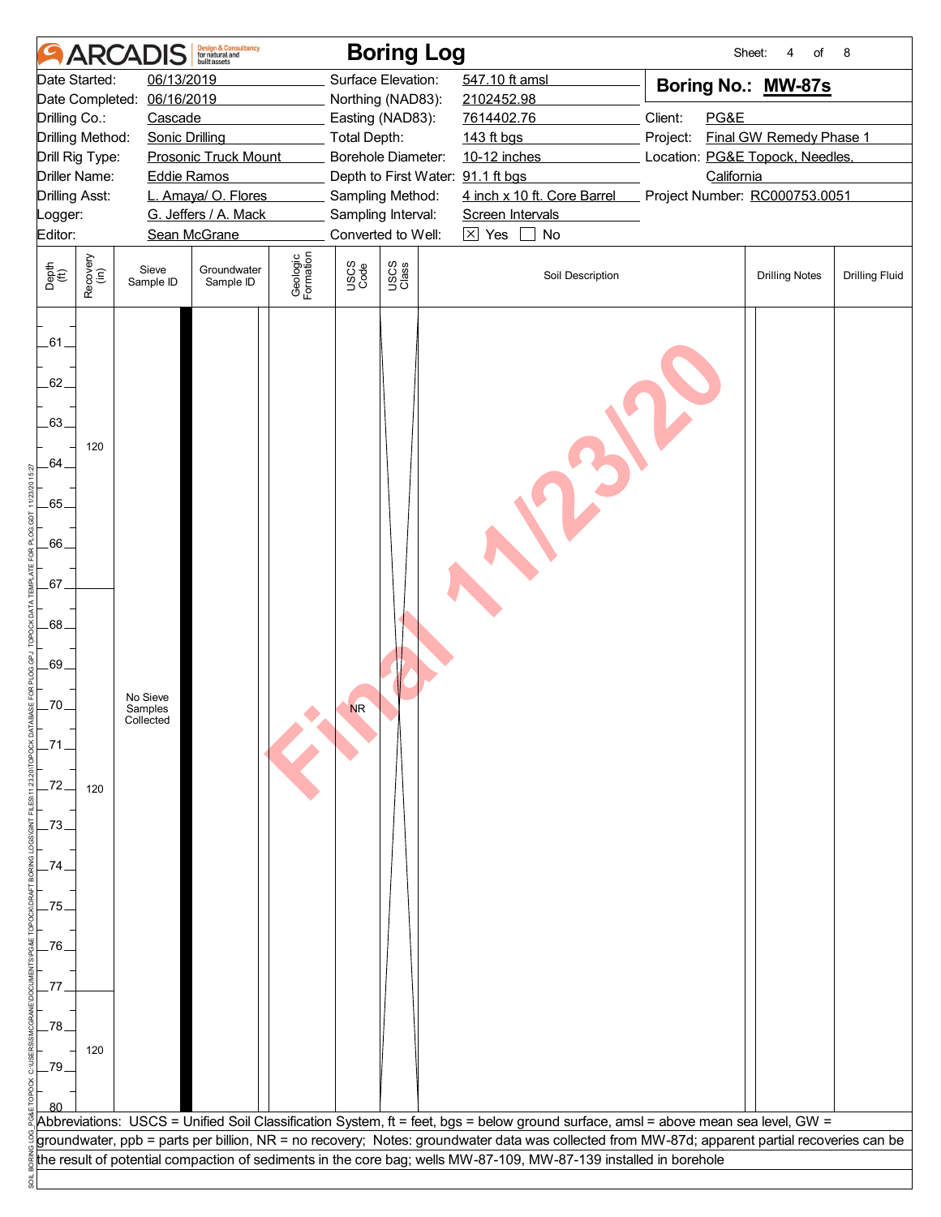# ARCADIS Boring Log

| | | | | | |
|---|---|---|---|---|---|
| Date Started: | 06/13/2019 | Surface Elevation: | 547.10 ft amsl | **Boring No.:** | **MW-87s** |
| Date Completed: | 06/16/2019 | Northing (NAD83): | 2102452.98 | | |
| Drilling Co.: | Cascade | Easting (NAD83): | 7614402.76 | Client: | PG&E |
| Drilling Method: | Sonic Drilling | Total Depth: | 143 ft bgs | Project: | Final GW Remedy Phase 1 |
| Drill Rig Type: | Prosonic Truck Mount | Borehole Diameter: | 10-12 inches | Location: | PG&E Topock, Needles, California |
| Driller Name: | Eddie Ramos | Depth to First Water: | 91.1 ft bgs | | |
| Drilling Asst: | L. Amaya/ O. Flores | Sampling Method: | 4 inch x 10 ft. Core Barrel | Project Number: | RC000753.0051 |
| Logger: | G. Jeffers / A. Mack | Sampling Interval: | Screen Intervals | | |
| Editor: | Sean McGrane | Converted to Well: | ☒ Yes ☐ No | | |

| Depth (ft) | Recovery (in) | Sieve Sample ID | Groundwater Sample ID | Geologic Formation | USCS Code | USCS Class | Soil Description | Drilling Notes | Drilling Fluid |
|---|---|---|---|---|---|---|---|---|---|
| 61–67 | 120 | No Sieve Samples Collected | | | NR | | | | |
| 67–77 | 120 | | | | | | | | |
| 77–80 | 120 | | | | | | | | |

Abbreviations: USCS = Unified Soil Classification System, ft = feet, bgs = below ground surface, amsl = above mean sea level, GW = groundwater, ppb = parts per billion, NR = no recovery; Notes: groundwater data was collected from MW-87d; apparent partial recoveries can be the result of potential compaction of sediments in the core bag; wells MW-87-109, MW-87-139 installed in borehole

Final 11/23/20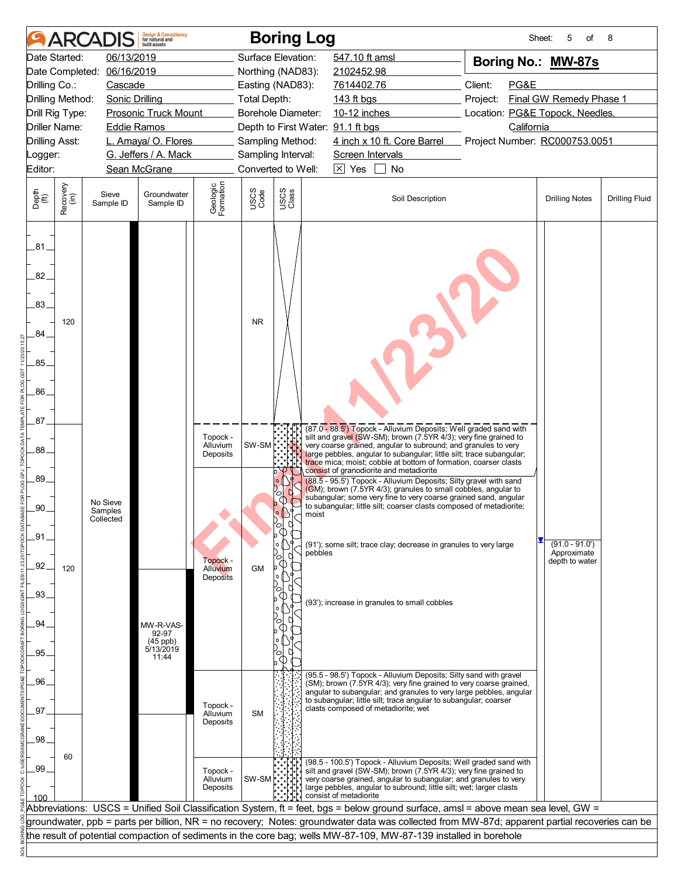# ARCADIS Boring Log

**Boring No.: MW-87s**

| | | | |
|---|---|---|---|
| Date Started: | 06/13/2019 | Surface Elevation: | 547.10 ft amsl |
| Date Completed: | 06/16/2019 | Northing (NAD83): | 2102452.98 |
| Drilling Co.: | Cascade | Easting (NAD83): | 7614402.76 |
| Drilling Method: | Sonic Drilling | Total Depth: | 143 ft bgs |
| Drill Rig Type: | Prosonic Truck Mount | Borehole Diameter: | 10-12 inches |
| Driller Name: | Eddie Ramos | Depth to First Water: | 91.1 ft bgs |
| Drilling Asst: | L. Amaya/ O. Flores | Sampling Method: | 4 inch x 10 ft. Core Barrel |
| Logger: | G. Jeffers / A. Mack | Sampling Interval: | Screen Intervals |
| Editor: | Sean McGrane | Converted to Well: | [X] Yes [ ] No |

Client: PG&E
Project: Final GW Remedy Phase 1
Location: PG&E Topock, Needles, California
Project Number: RC000753.0051

| Depth (ft) | Recovery (in) | Sieve Sample ID | Groundwater Sample ID | Geologic Formation | USCS Code | Soil Description | Drilling Notes | Drilling Fluid |
|---|---|---|---|---|---|---|---|---|
| 81–87 | 120 | | | | NR | | | |
| 87–88.5 | 120 | No Sieve Samples Collected | | Topock - Alluvium Deposits | SW-SM | (87.0 - 88.5') Topock - Alluvium Deposits; Well graded sand with silt and gravel (SW-SM); brown (7.5YR 4/3); very fine grained to very coarse grained, angular to subround; and granules to very large pebbles, angular to subangular; little silt; trace subangular; trace mica; moist; cobble at bottom of formation, coarser clasts consist of granodiorite and metadiorite | | |
| 88.5–95.5 | 120 | | MW-R-VAS-92-97 (45 ppb) 5/13/2019 11:44 | Topock - Alluvium Deposits | GM | (88.5 - 95.5') Topock - Alluvium Deposits; Silty gravel with sand (GM); brown (7.5YR 4/3); granules to small cobbles, angular to subangular; some very fine to very coarse grained sand, angular to subangular; little silt; coarser clasts composed of metadiorite; moist<br>(91'); some silt; trace clay; decrease in granules to very large pebbles<br>(93'); increase in granules to small cobbles | (91.0 - 91.0') Approximate depth to water | |
| 95.5–98.5 | 60 | | | Topock - Alluvium Deposits | SM | (95.5 - 98.5') Topock - Alluvium Deposits; Silty sand with gravel (SM); brown (7.5YR 4/3); very fine grained to very coarse grained, angular to subangular; and granules to very large pebbles, angular to subangular; little silt; trace angular to subangular; coarser clasts composed of metadiorite; wet | | |
| 98.5–100 | 60 | | | Topock - Alluvium Deposits | SW-SM | (98.5 - 100.5') Topock - Alluvium Deposits; Well graded sand with silt and gravel (SW-SM); brown (7.5YR 4/3); very fine grained to very coarse grained, angular to subangular; and granules to very large pebbles, angular to subround; little silt; wet; larger clasts consist of metadiorite | | |

Abbreviations: USCS = Unified Soil Classification System, ft = feet, bgs = below ground surface, amsl = above mean sea level, GW = groundwater, ppb = parts per billion, NR = no recovery; Notes: groundwater data was collected from MW-87d; apparent partial recoveries can be the result of potential compaction of sediments in the core bag; wells MW-87-109, MW-87-139 installed in borehole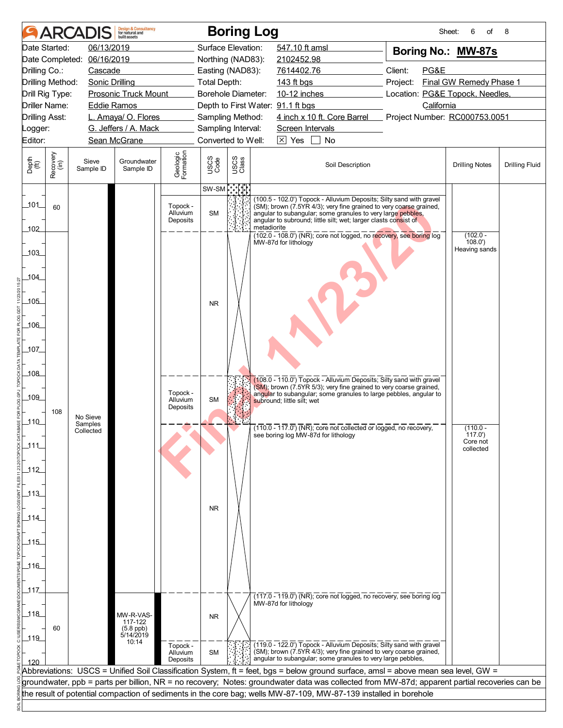# Boring Log

Sheet: 6 of 8

| | | | |
|---|---|---|---|
| Date Started: | 06/13/2019 | Surface Elevation: | 547.10 ft amsl |
| Date Completed: | 06/16/2019 | Northing (NAD83): | 2102452.98 |
| Drilling Co.: | Cascade | Easting (NAD83): | 7614402.76 |
| Drilling Method: | Sonic Drilling | Total Depth: | 143 ft bgs |
| Drill Rig Type: | Prosonic Truck Mount | Borehole Diameter: | 10-12 inches |
| Driller Name: | Eddie Ramos | Depth to First Water: | 91.1 ft bgs |
| Drilling Asst: | L. Amaya/ O. Flores | Sampling Method: | 4 inch x 10 ft. Core Barrel |
| Logger: | G. Jeffers / A. Mack | Sampling Interval: | Screen Intervals |
| Editor: | Sean McGrane | Converted to Well: | [X] Yes [ ] No |

**Boring No.: MW-87s**

Client: PG&E
Project: Final GW Remedy Phase 1
Location: PG&E Topock, Needles, California
Project Number: RC000753.0051

| Depth (ft) | Recovery (in) | Sieve Sample ID | Groundwater Sample ID | Geologic Formation | USCS Code | Soil Description | Drilling Notes | Drilling Fluid |
|---|---|---|---|---|---|---|---|---|
| 100.5 - 102.0 | 60 | | | Topock - Alluvium Deposits | SW-SM / SM | (100.5 - 102.0') Topock - Alluvium Deposits; Silty sand with gravel (SM); brown (7.5YR 4/3); very fine grained to very coarse grained, angular to subangular; some granules to very large pebbles, angular to subround; little silt; wet; larger clasts consist of metadiorite | | |
| 102.0 - 108.0 | | | | | NR | (102.0 - 108.0') (NR); core not logged, no recovery, see boring log MW-87d for lithology | (102.0 - 108.0') Heaving sands | |
| 108.0 - 110.0 | 108 | No Sieve Samples Collected | | Topock - Alluvium Deposits | SM | (108.0 - 110.0') Topock - Alluvium Deposits; Silty sand with gravel (SM); brown (7.5YR 5/3); very fine grained to very coarse grained, angular to subangular; some granules to large pebbles, angular to subround; little silt; wet | | |
| 110.0 - 117.0 | | | | | NR | (110.0 - 117.0') (NR); core not collected or logged, no recovery, see boring log MW-87d for lithology | (110.0 - 117.0') Core not collected | |
| 117.0 - 119.0 | 60 | | MW-R-VAS-117-122 (5.8 ppb) 5/14/2019 10:14 | | NR | (117.0 - 119.0') (NR); core not logged, no recovery, see boring log MW-87d for lithology | | |
| 119.0 - 122.0 | | | | Topock - Alluvium Deposits | SM | (119.0 - 122.0') Topock - Alluvium Deposits; Silty sand with gravel (SM); brown (7.5YR 4/3); very fine grained to very coarse grained, angular to subangular; some granules to very large pebbles, | | |

Abbreviations: USCS = Unified Soil Classification System, ft = feet, bgs = below ground surface, amsl = above mean sea level, GW = groundwater, ppb = parts per billion, NR = no recovery; Notes: groundwater data was collected from MW-87d; apparent partial recoveries can be the result of potential compaction of sediments in the core bag; wells MW-87-109, MW-87-139 installed in borehole

Final 11/23/20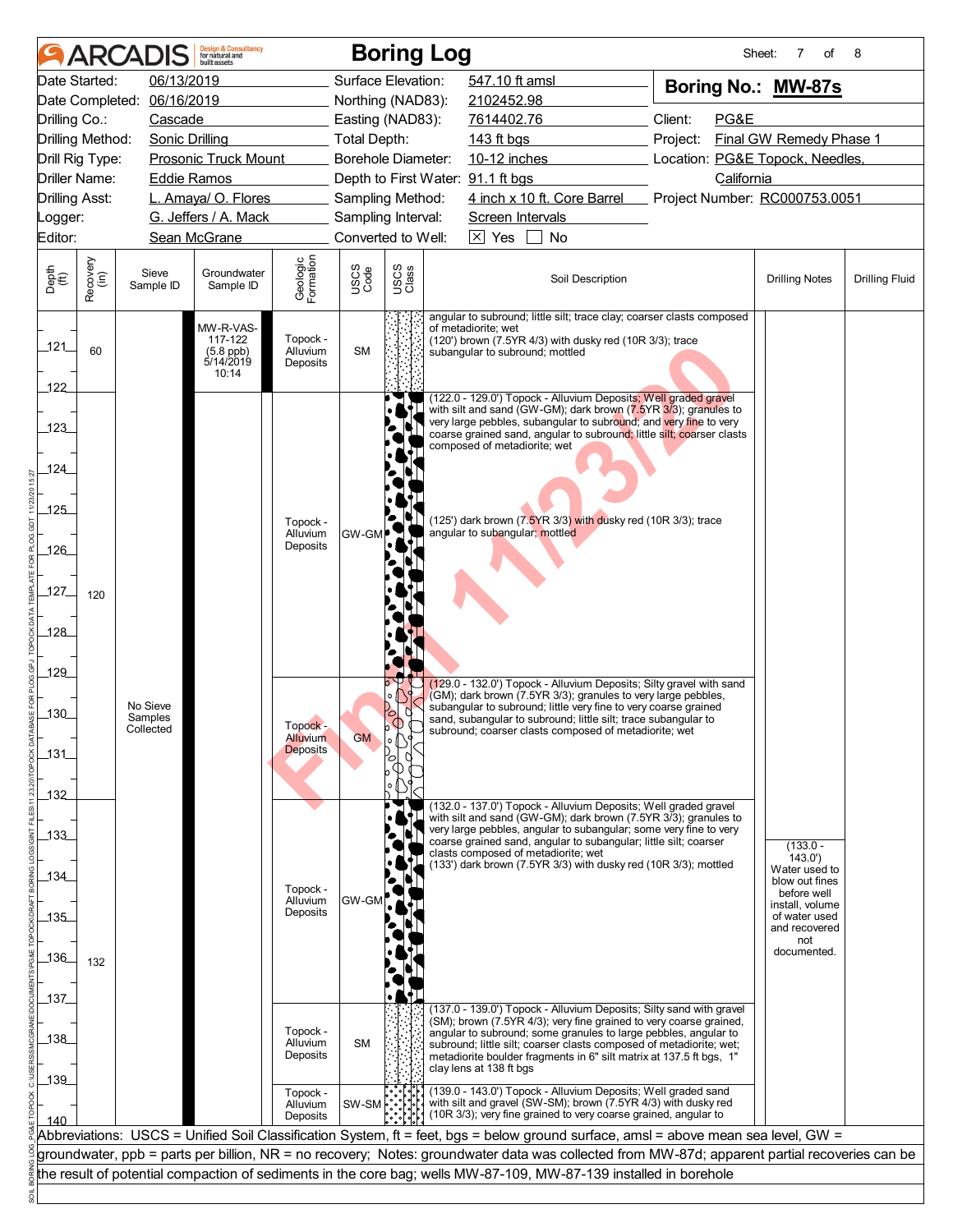# ARCADIS Boring Log

Sheet: 7 of 8

| | | | |
|---|---|---|---|
| Date Started: 06/13/2019 | Surface Elevation: 547.10 ft amsl | **Boring No.: MW-87s** | |
| Date Completed: 06/16/2019 | Northing (NAD83): 2102452.98 | | |
| Drilling Co.: Cascade | Easting (NAD83): 7614402.76 | Client: PG&E | |
| Drilling Method: Sonic Drilling | Total Depth: 143 ft bgs | Project: Final GW Remedy Phase 1 | |
| Drill Rig Type: Prosonic Truck Mount | Borehole Diameter: 10-12 inches | Location: PG&E Topock, Needles, California | |
| Driller Name: Eddie Ramos | Depth to First Water: 91.1 ft bgs | | |
| Drilling Asst: L. Amaya/ O. Flores | Sampling Method: 4 inch x 10 ft. Core Barrel | Project Number: RC000753.0051 | |
| Logger: G. Jeffers / A. Mack | Sampling Interval: Screen Intervals | | |
| Editor: Sean McGrane | Converted to Well: [X] Yes [ ] No | | |

| Depth (ft) | Recovery (in) | Sieve Sample ID | Groundwater Sample ID | Geologic Formation | USCS Code | Soil Description | Drilling Notes | Drilling Fluid |
|---|---|---|---|---|---|---|---|---|
| 121–122 | 60 | No Sieve Samples Collected | MW-R-VAS-117-122 (5.8 ppb) 5/14/2019 10:14 | Topock - Alluvium Deposits | SM | angular to subround; little silt; trace clay; coarser clasts composed of metadiorite; wet<br>(120') brown (7.5YR 4/3) with dusky red (10R 3/3); trace subangular to subround; mottled | | |
| 122–129 | 120 | | | Topock - Alluvium Deposits | GW-GM | (122.0 - 129.0') Topock - Alluvium Deposits; Well graded gravel with silt and sand (GW-GM); dark brown (7.5YR 3/3); granules to very large pebbles, subangular to subround; and very fine to very coarse grained sand, angular to subround; little silt; coarser clasts composed of metadiorite; wet<br>(125') dark brown (7.5YR 3/3) with dusky red (10R 3/3); trace angular to subangular; mottled | | |
| 129–132 | | | | Topock - Alluvium Deposits | GM | (129.0 - 132.0') Topock - Alluvium Deposits; Silty gravel with sand (GM); dark brown (7.5YR 3/3); granules to very large pebbles, subangular to subround; little very fine to very coarse grained sand, subangular to subround; little silt; trace subangular to subround; coarser clasts composed of metadiorite; wet | | |
| 132–137 | 132 | | | Topock - Alluvium Deposits | GW-GM | (132.0 - 137.0') Topock - Alluvium Deposits; Well graded gravel with silt and sand (GW-GM); dark brown (7.5YR 3/3); granules to very large pebbles, angular to subangular; some very fine to very coarse grained sand, angular to subangular; little silt; coarser clasts composed of metadiorite; wet<br>(133') dark brown (7.5YR 3/3) with dusky red (10R 3/3); mottled | (133.0 - 143.0') Water used to blow out fines before well install, volume of water used and recovered not documented. | |
| 137–139 | | | | Topock - Alluvium Deposits | SM | (137.0 - 139.0') Topock - Alluvium Deposits; Silty sand with gravel (SM); brown (7.5YR 4/3); very fine grained to very coarse grained, angular to subround; some granules to large pebbles, angular to subround; little silt; coarser clasts composed of metadiorite; wet; metadiorite boulder fragments in 6" silt matrix at 137.5 ft bgs, 1" clay lens at 138 ft bgs | | |
| 139–140 | | | | Topock - Alluvium Deposits | SW-SM | (139.0 - 143.0') Topock - Alluvium Deposits; Well graded sand with silt and gravel (SW-SM); brown (7.5YR 4/3) with dusky red (10R 3/3); very fine grained to very coarse grained, angular to | | |

Abbreviations: USCS = Unified Soil Classification System, ft = feet, bgs = below ground surface, amsl = above mean sea level, GW = groundwater, ppb = parts per billion, NR = no recovery; Notes: groundwater data was collected from MW-87d; apparent partial recoveries can be the result of potential compaction of sediments in the core bag; wells MW-87-109, MW-87-139 installed in borehole

Final 11/23/20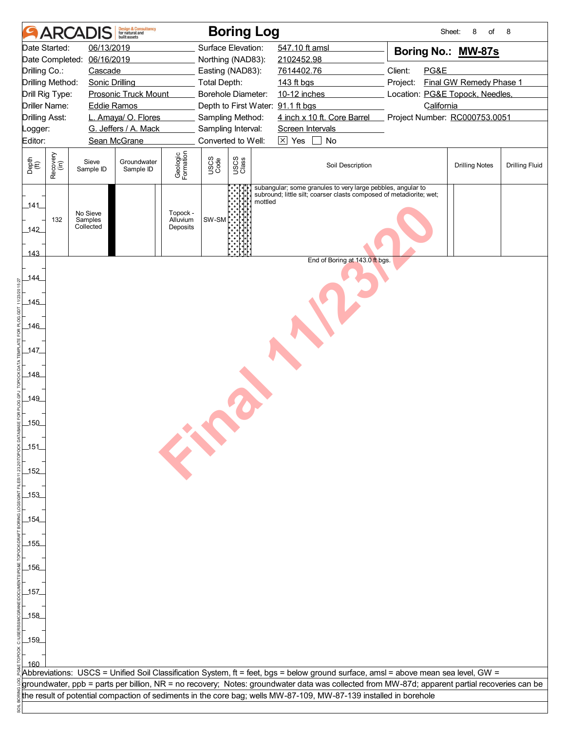# ARCADIS Boring Log

| | | | |
|---|---|---|---|
| Date Started: 06/13/2019 | Surface Elevation: 547.10 ft amsl | **Boring No.: MW-87s** | |
| Date Completed: 06/16/2019 | Northing (NAD83): 2102452.98 | | |
| Drilling Co.: Cascade | Easting (NAD83): 7614402.76 | Client: PG&E | |
| Drilling Method: Sonic Drilling | Total Depth: 143 ft bgs | Project: Final GW Remedy Phase 1 | |
| Drill Rig Type: Prosonic Truck Mount | Borehole Diameter: 10-12 inches | Location: PG&E Topock, Needles, California | |
| Driller Name: Eddie Ramos | Depth to First Water: 91.1 ft bgs | | |
| Drilling Asst: L. Amaya/ O. Flores | Sampling Method: 4 inch x 10 ft. Core Barrel | Project Number: RC000753.0051 | |
| Logger: G. Jeffers / A. Mack | Sampling Interval: Screen Intervals | | |
| Editor: Sean McGrane | Converted to Well: [X] Yes [ ] No | | |

| Depth (ft) | Recovery (in) | Sieve Sample ID | Groundwater Sample ID | Geologic Formation | USCS Code | USCS Class | Soil Description | Drilling Notes | Drilling Fluid |
|---|---|---|---|---|---|---|---|---|---|
| 140–143 | 132 | No Sieve Samples Collected | | Topock - Alluvium Deposits | SW-SM | | subangular; some granules to very large pebbles, angular to subround; little silt; coarser clasts composed of metadiorite; wet; mottled | | |
| 143 | | | | | | | End of Boring at 143.0 ft bgs. | | |

Final 11/23/20

Abbreviations: USCS = Unified Soil Classification System, ft = feet, bgs = below ground surface, amsl = above mean sea level, GW = groundwater, ppb = parts per billion, NR = no recovery; Notes: groundwater data was collected from MW-87d; apparent partial recoveries can be the result of potential compaction of sediments in the core bag; wells MW-87-109, MW-87-139 installed in borehole